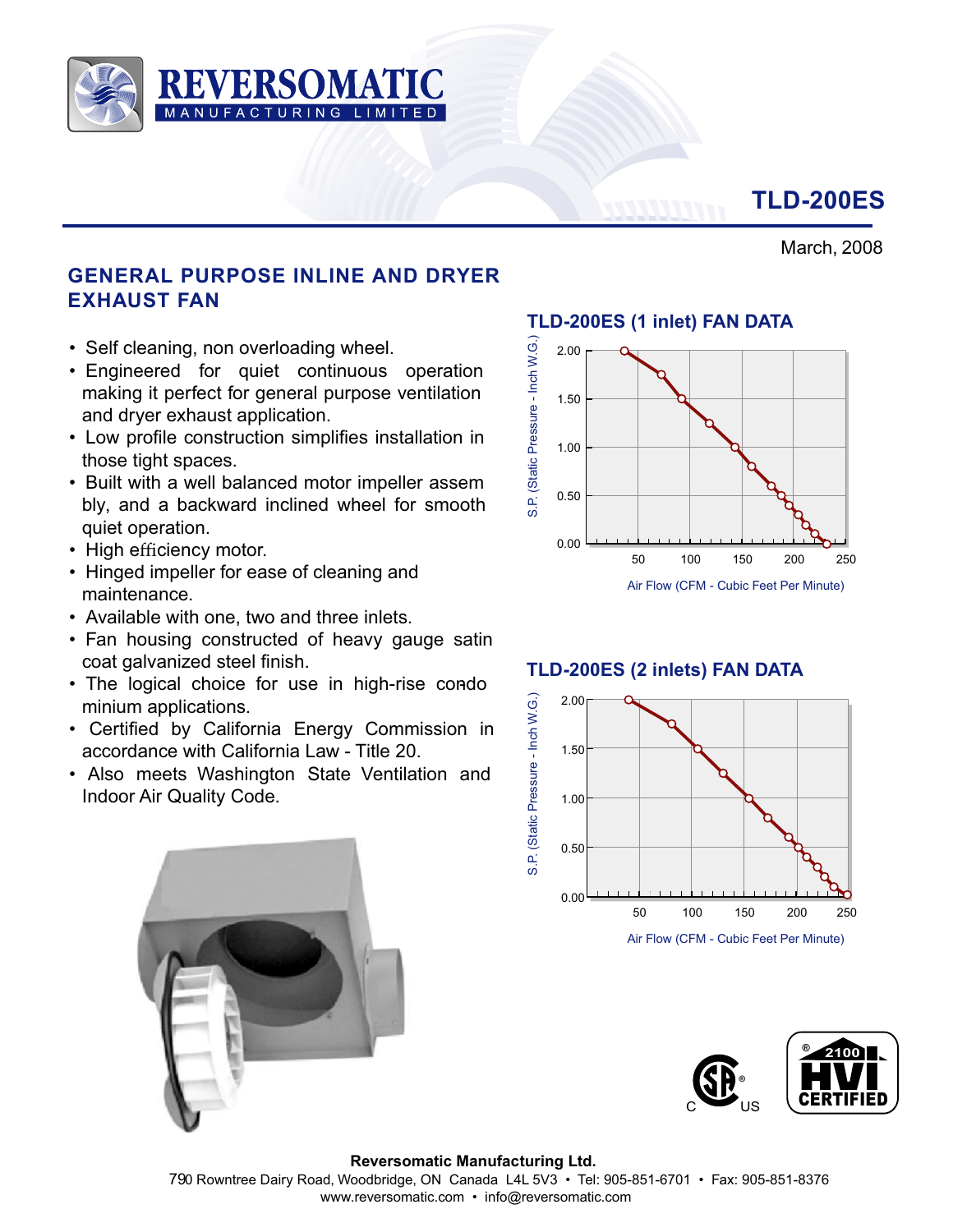REVERSOMATIC
MANUFACTURING LIMITED

# TLD-200ES

March, 2008

## GENERAL PURPOSE INLINE AND DRYER EXHAUST FAN

- Self cleaning, non overloading wheel.
- Engineered for quiet continuous operation making it perfect for general purpose ventilation and dryer exhaust application.
- Low profile construction simplifies installation in those tight spaces.
- Built with a well balanced motor impeller assem bly, and a backward inclined wheel for smooth quiet operation.
- High efficiency motor.
- Hinged impeller for ease of cleaning and maintenance.
- Available with one, two and three inlets.
- Fan housing constructed of heavy gauge satin coat galvanized steel finish.
- The logical choice for use in high-rise condo minium applications.
- Certified by California Energy Commission in accordance with California Law - Title 20.
- Also meets Washington State Ventilation and Indoor Air Quality Code.

### TLD-200ES (1 inlet) FAN DATA

S.P. (Static Pressure - Inch W.G.)

2.00
1.50
1.00
0.50
0.00

50 100 150 200 250

Air Flow (CFM - Cubic Feet Per Minute)

### TLD-200ES (2 inlets) FAN DATA

S.P. (Static Pressure - Inch W.G.)

2.00
1.50
1.00
0.50
0.00

50 100 150 200 250

Air Flow (CFM - Cubic Feet Per Minute)

C US

2100 HVI CERTIFIED

**Reversomatic Manufacturing Ltd.**
790 Rowntree Dairy Road, Woodbridge, ON Canada L4L 5V3 • Tel: 905-851-6701 • Fax: 905-851-8376
www.reversomatic.com • info@reversomatic.com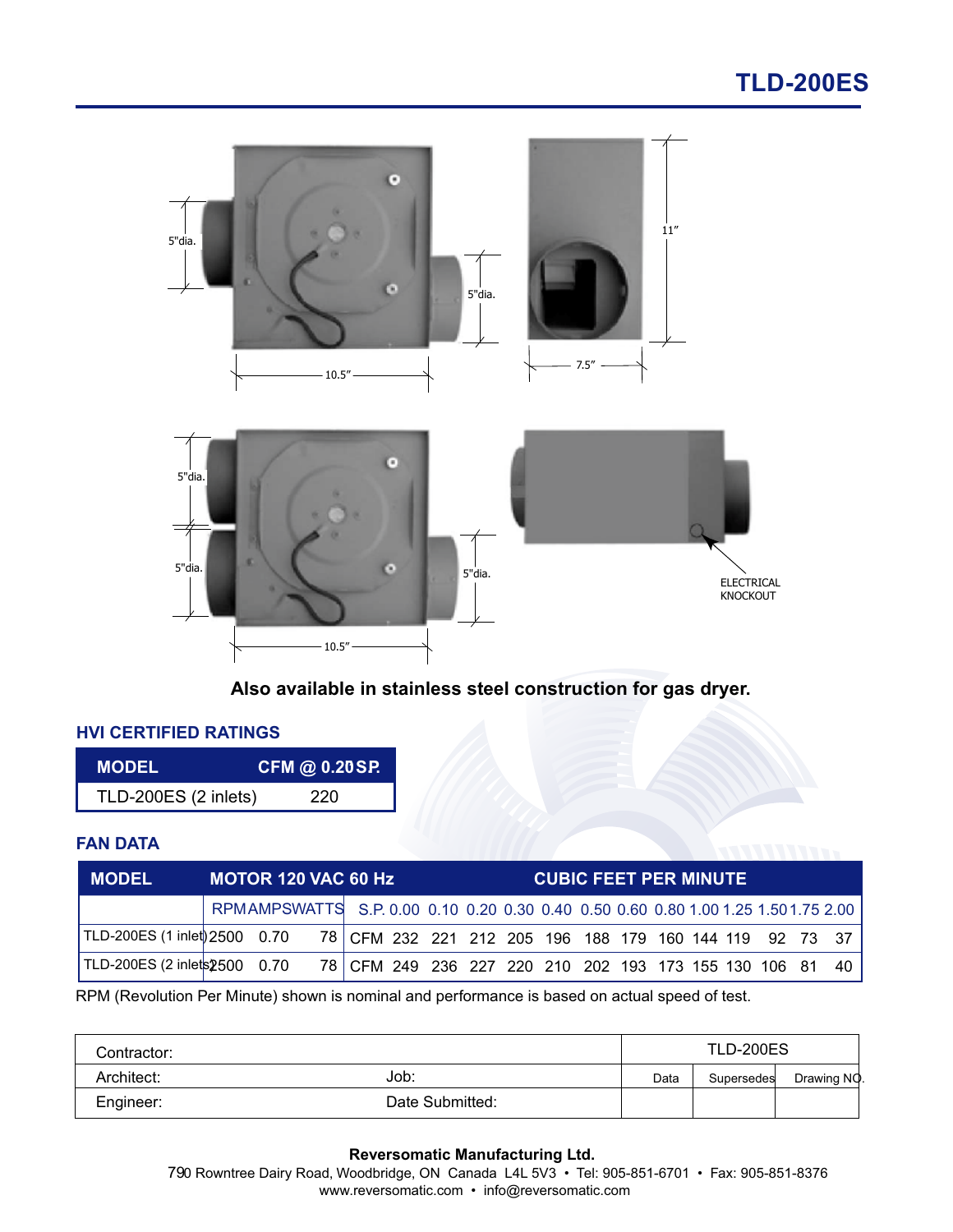# TLD-200ES

5"dia.

5"dia.

10.5"

11"

7.5"

5"dia.

5"dia.

5"dia.

10.5"

ELECTRICAL KNOCKOUT

**Also available in stainless steel construction for gas dryer.**

## HVI CERTIFIED RATINGS

| MODEL | CFM @ 0.20 S.P. |
|---|---|
| TLD-200ES (2 inlets) | 220 |

## FAN DATA

| MODEL | MOTOR 120 VAC 60 Hz | | | CUBIC FEET PER MINUTE | | | | | | | | | | | | | |
|---|---|---|---|---|---|---|---|---|---|---|---|---|---|---|---|---|---|
| | RPM | AMPS | WATTS | S.P. | 0.00 | 0.10 | 0.20 | 0.30 | 0.40 | 0.50 | 0.60 | 0.80 | 1.00 | 1.25 | 1.50 | 1.75 | 2.00 |
| TLD-200ES (1 inlet) | 2500 | 0.70 | 78 | CFM | 232 | 221 | 212 | 205 | 196 | 188 | 179 | 160 | 144 | 119 | 92 | 73 | 37 |
| TLD-200ES (2 inlets) | 2500 | 0.70 | 78 | CFM | 249 | 236 | 227 | 220 | 210 | 202 | 193 | 173 | 155 | 130 | 106 | 81 | 40 |

RPM (Revolution Per Minute) shown is nominal and performance is based on actual speed of test.

| Contractor: | | TLD-200ES | | |
|---|---|---|---|---|
| Architect: | Job: | Data | Supersedes | Drawing NO. |
| Engineer: | Date Submitted: | | | |

**Reversomatic Manufacturing Ltd.**

790 Rowntree Dairy Road, Woodbridge, ON Canada L4L 5V3 • Tel: 905-851-6701 • Fax: 905-851-8376
www.reversomatic.com • info@reversomatic.com